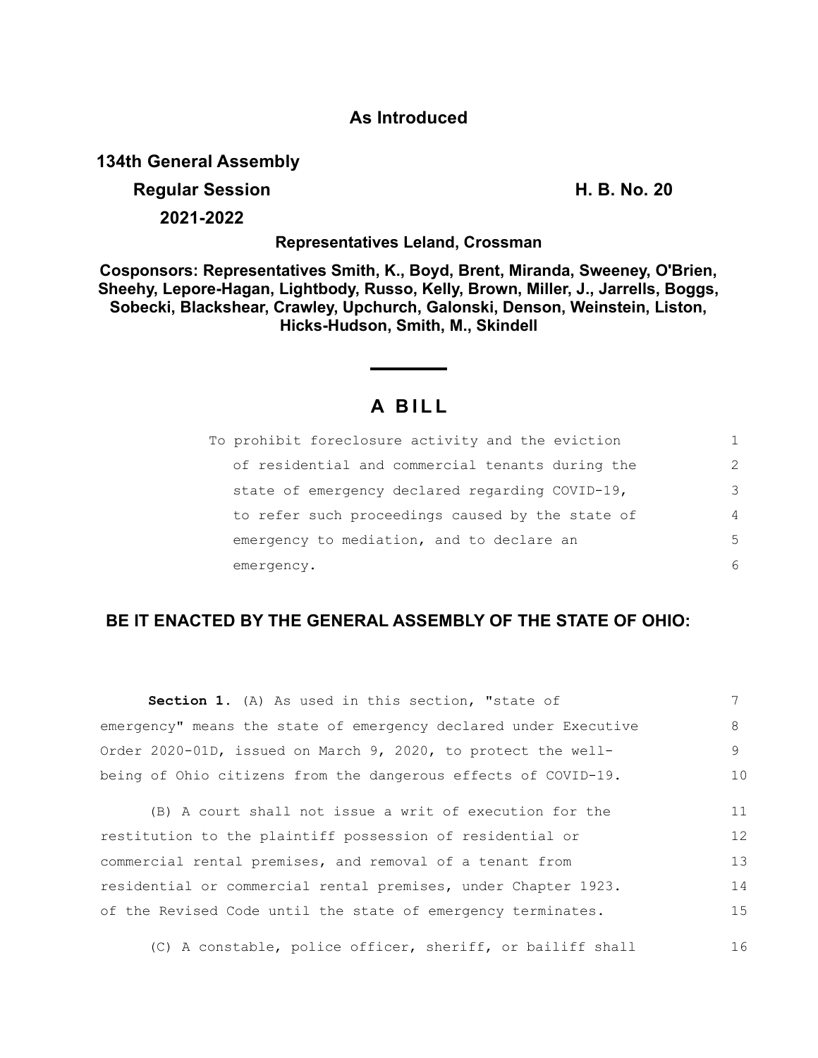**As Introduced**

**134th General Assembly**

**Regular Session** **H. B. No. 20**

**2021-2022**

**Representatives Leland, Crossman**

**Cosponsors: Representatives Smith, K., Boyd, Brent, Miranda, Sweeney, O'Brien, Sheehy, Lepore-Hagan, Lightbody, Russo, Kelly, Brown, Miller, J., Jarrells, Boggs, Sobecki, Blackshear, Crawley, Upchurch, Galonski, Denson, Weinstein, Liston, Hicks-Hudson, Smith, M., Skindell**

# A BILL

To prohibit foreclosure activity and the eviction of residential and commercial tenants during the state of emergency declared regarding COVID-19, to refer such proceedings caused by the state of emergency to mediation, and to declare an emergency.

**BE IT ENACTED BY THE GENERAL ASSEMBLY OF THE STATE OF OHIO:**

**Section 1.** (A) As used in this section, "state of emergency" means the state of emergency declared under Executive Order 2020-01D, issued on March 9, 2020, to protect the well-being of Ohio citizens from the dangerous effects of COVID-19.

(B) A court shall not issue a writ of execution for the restitution to the plaintiff possession of residential or commercial rental premises, and removal of a tenant from residential or commercial rental premises, under Chapter 1923. of the Revised Code until the state of emergency terminates.

(C) A constable, police officer, sheriff, or bailiff shall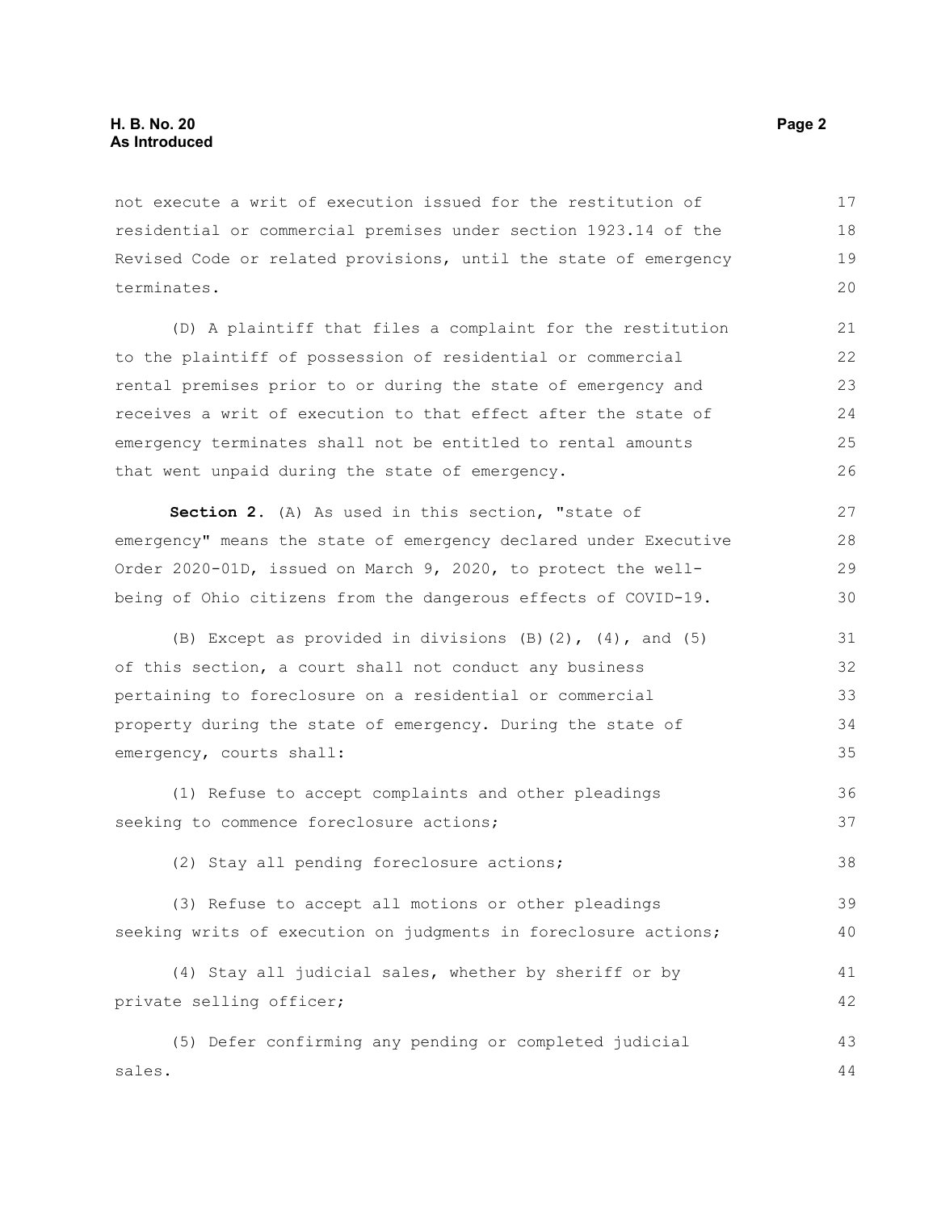not execute a writ of execution issued for the restitution of residential or commercial premises under section 1923.14 of the Revised Code or related provisions, until the state of emergency terminates.

(D) A plaintiff that files a complaint for the restitution to the plaintiff of possession of residential or commercial rental premises prior to or during the state of emergency and receives a writ of execution to that effect after the state of emergency terminates shall not be entitled to rental amounts that went unpaid during the state of emergency.

**Section 2.** (A) As used in this section, "state of emergency" means the state of emergency declared under Executive Order 2020-01D, issued on March 9, 2020, to protect the well-being of Ohio citizens from the dangerous effects of COVID-19.

(B) Except as provided in divisions (B)(2), (4), and (5) of this section, a court shall not conduct any business pertaining to foreclosure on a residential or commercial property during the state of emergency. During the state of emergency, courts shall:

(1) Refuse to accept complaints and other pleadings seeking to commence foreclosure actions;

(2) Stay all pending foreclosure actions;

(3) Refuse to accept all motions or other pleadings seeking writs of execution on judgments in foreclosure actions;

(4) Stay all judicial sales, whether by sheriff or by private selling officer;

(5) Defer confirming any pending or completed judicial sales.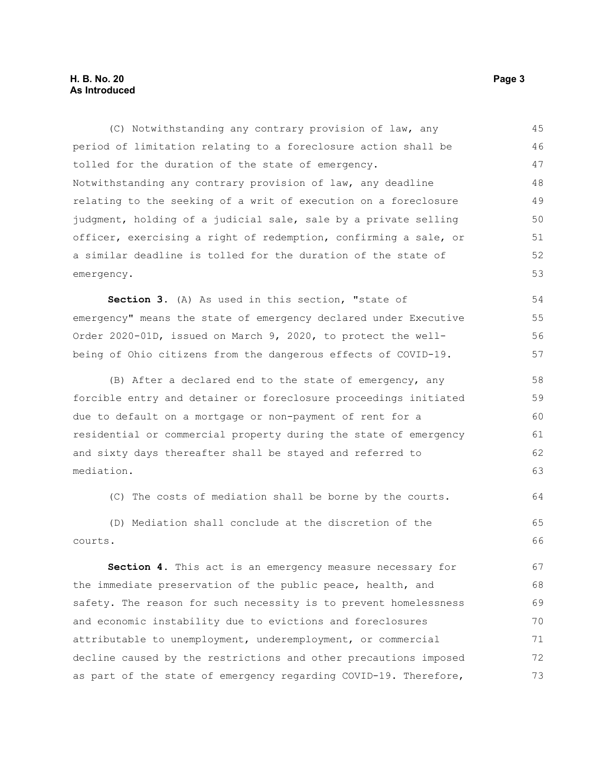(C) Notwithstanding any contrary provision of law, any period of limitation relating to a foreclosure action shall be tolled for the duration of the state of emergency. Notwithstanding any contrary provision of law, any deadline relating to the seeking of a writ of execution on a foreclosure judgment, holding of a judicial sale, sale by a private selling officer, exercising a right of redemption, confirming a sale, or a similar deadline is tolled for the duration of the state of emergency.

**Section 3.** (A) As used in this section, "state of emergency" means the state of emergency declared under Executive Order 2020-01D, issued on March 9, 2020, to protect the well-being of Ohio citizens from the dangerous effects of COVID-19.

(B) After a declared end to the state of emergency, any forcible entry and detainer or foreclosure proceedings initiated due to default on a mortgage or non-payment of rent for a residential or commercial property during the state of emergency and sixty days thereafter shall be stayed and referred to mediation.

(C) The costs of mediation shall be borne by the courts.

(D) Mediation shall conclude at the discretion of the courts.

**Section 4.** This act is an emergency measure necessary for the immediate preservation of the public peace, health, and safety. The reason for such necessity is to prevent homelessness and economic instability due to evictions and foreclosures attributable to unemployment, underemployment, or commercial decline caused by the restrictions and other precautions imposed as part of the state of emergency regarding COVID-19. Therefore,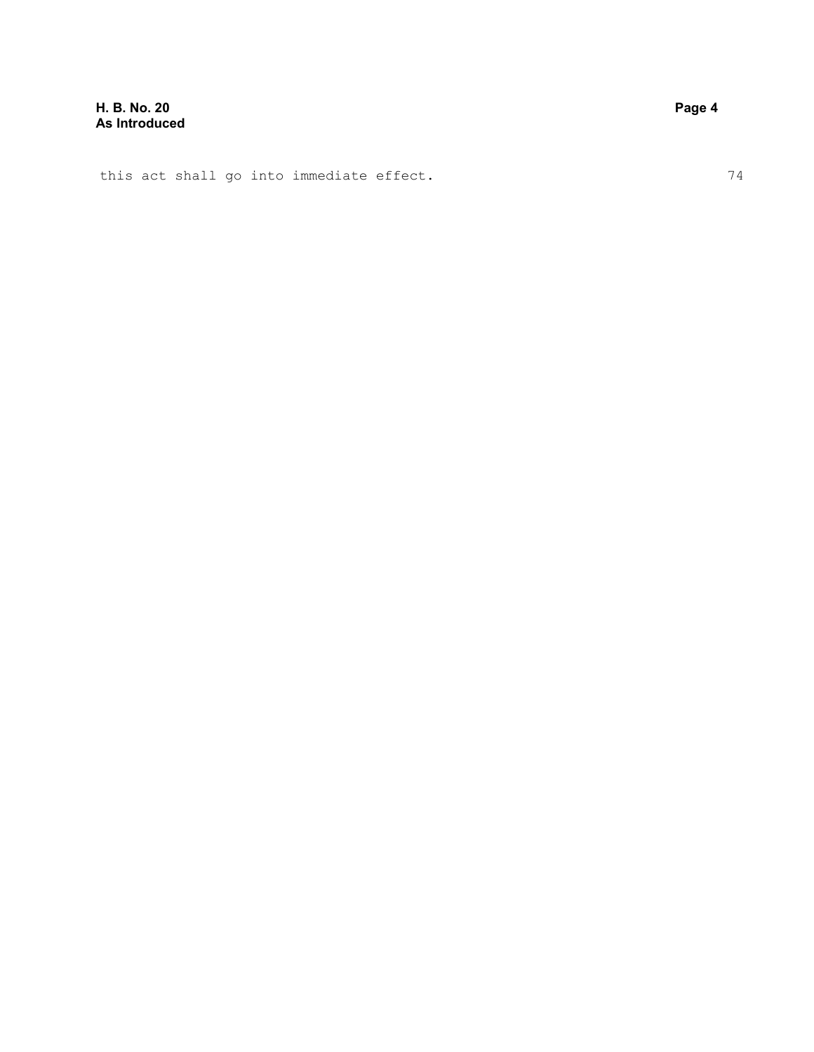this act shall go into immediate effect.